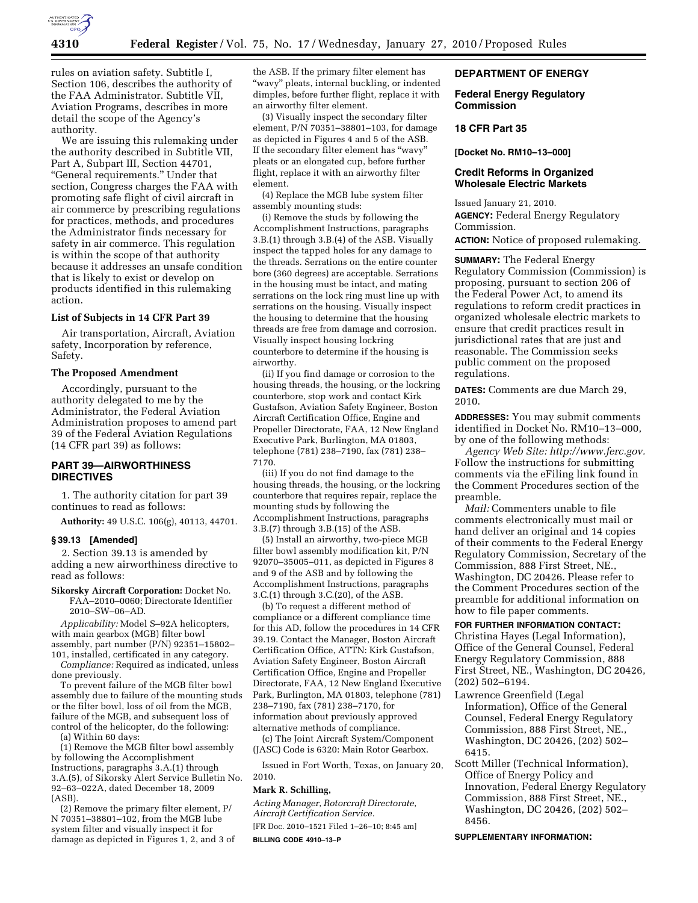rules on aviation safety. Subtitle I, Section 106, describes the authority of the FAA Administrator. Subtitle VII, Aviation Programs, describes in more detail the scope of the Agency's authority.

We are issuing this rulemaking under the authority described in Subtitle VII, Part A, Subpart III, Section 44701, "General requirements." Under that section, Congress charges the FAA with promoting safe flight of civil aircraft in air commerce by prescribing regulations for practices, methods, and procedures the Administrator finds necessary for safety in air commerce. This regulation is within the scope of that authority because it addresses an unsafe condition that is likely to exist or develop on products identified in this rulemaking action.

### List of Subjects in 14 CFR Part 39

Air transportation, Aircraft, Aviation safety, Incorporation by reference, Safety.

### The Proposed Amendment

Accordingly, pursuant to the authority delegated to me by the Administrator, the Federal Aviation Administration proposes to amend part 39 of the Federal Aviation Regulations (14 CFR part 39) as follows:

## PART 39—AIRWORTHINESS DIRECTIVES

1. The authority citation for part 39 continues to read as follows:

**Authority:** 49 U.S.C. 106(g), 40113, 44701.

### § 39.13 [Amended]

2. Section 39.13 is amended by adding a new airworthiness directive to read as follows:

**Sikorsky Aircraft Corporation:** Docket No. FAA–2010–0060; Directorate Identifier 2010–SW–06–AD.

*Applicability:* Model S–92A helicopters, with main gearbox (MGB) filter bowl assembly, part number (P/N) 92351–15802–101, installed, certificated in any category.

*Compliance:* Required as indicated, unless done previously.

To prevent failure of the MGB filter bowl assembly due to failure of the mounting studs or the filter bowl, loss of oil from the MGB, failure of the MGB, and subsequent loss of control of the helicopter, do the following:

(a) Within 60 days:

(1) Remove the MGB filter bowl assembly by following the Accomplishment Instructions, paragraphs 3.A.(1) through 3.A.(5), of Sikorsky Alert Service Bulletin No. 92–63–022A, dated December 18, 2009 (ASB).

(2) Remove the primary filter element, P/N 70351–38801–102, from the MGB lube system filter and visually inspect it for damage as depicted in Figures 1, 2, and 3 of the ASB. If the primary filter element has "wavy" pleats, internal buckling, or indented dimples, before further flight, replace it with an airworthy filter element.

(3) Visually inspect the secondary filter element, P/N 70351–38801–103, for damage as depicted in Figures 4 and 5 of the ASB. If the secondary filter element has "wavy" pleats or an elongated cup, before further flight, replace it with an airworthy filter element.

(4) Replace the MGB lube system filter assembly mounting studs:

(i) Remove the studs by following the Accomplishment Instructions, paragraphs 3.B.(1) through 3.B.(4) of the ASB. Visually inspect the tapped holes for any damage to the threads. Serrations on the entire counter bore (360 degrees) are acceptable. Serrations in the housing must be intact, and mating serrations on the lock ring must line up with serrations on the housing. Visually inspect the housing to determine that the housing threads are free from damage and corrosion. Visually inspect housing lockring counterbore to determine if the housing is airworthy.

(ii) If you find damage or corrosion to the housing threads, the housing, or the lockring counterbore, stop work and contact Kirk Gustafson, Aviation Safety Engineer, Boston Aircraft Certification Office, Engine and Propeller Directorate, FAA, 12 New England Executive Park, Burlington, MA 01803, telephone (781) 238–7190, fax (781) 238–7170.

(iii) If you do not find damage to the housing threads, the housing, or the lockring counterbore that requires repair, replace the mounting studs by following the Accomplishment Instructions, paragraphs 3.B.(7) through 3.B.(15) of the ASB.

(5) Install an airworthy, two-piece MGB filter bowl assembly modification kit, P/N 92070–35005–011, as depicted in Figures 8 and 9 of the ASB and by following the Accomplishment Instructions, paragraphs 3.C.(1) through 3.C.(20), of the ASB.

(b) To request a different method of compliance or a different compliance time for this AD, follow the procedures in 14 CFR 39.19. Contact the Manager, Boston Aircraft Certification Office, ATTN: Kirk Gustafson, Aviation Safety Engineer, Boston Aircraft Certification Office, Engine and Propeller Directorate, FAA, 12 New England Executive Park, Burlington, MA 01803, telephone (781) 238–7190, fax (781) 238–7170, for information about previously approved alternative methods of compliance.

(c) The Joint Aircraft System/Component (JASC) Code is 6320: Main Rotor Gearbox.

Issued in Fort Worth, Texas, on January 20, 2010.

**Mark R. Schilling,**

*Acting Manager, Rotorcraft Directorate, Aircraft Certification Service.*

[FR Doc. 2010–1521 Filed 1–26–10; 8:45 am]

**BILLING CODE 4910–13–P**

## DEPARTMENT OF ENERGY

## Federal Energy Regulatory Commission

## 18 CFR Part 35

**[Docket No. RM10–13–000]**

## Credit Reforms in Organized Wholesale Electric Markets

Issued January 21, 2010.

**AGENCY:** Federal Energy Regulatory Commission.

**ACTION:** Notice of proposed rulemaking.

**SUMMARY:** The Federal Energy Regulatory Commission (Commission) is proposing, pursuant to section 206 of the Federal Power Act, to amend its regulations to reform credit practices in organized wholesale electric markets to ensure that credit practices result in jurisdictional rates that are just and reasonable. The Commission seeks public comment on the proposed regulations.

**DATES:** Comments are due March 29, 2010.

**ADDRESSES:** You may submit comments identified in Docket No. RM10–13–000, by one of the following methods:

*Agency Web Site: http://www.ferc.gov.* Follow the instructions for submitting comments via the eFiling link found in the Comment Procedures section of the preamble.

*Mail:* Commenters unable to file comments electronically must mail or hand deliver an original and 14 copies of their comments to the Federal Energy Regulatory Commission, Secretary of the Commission, 888 First Street, NE., Washington, DC 20426. Please refer to the Comment Procedures section of the preamble for additional information on how to file paper comments.

**FOR FURTHER INFORMATION CONTACT:**

Christina Hayes (Legal Information), Office of the General Counsel, Federal Energy Regulatory Commission, 888 First Street, NE., Washington, DC 20426, (202) 502–6194.

Lawrence Greenfield (Legal Information), Office of the General Counsel, Federal Energy Regulatory Commission, 888 First Street, NE., Washington, DC 20426, (202) 502–6415.

Scott Miller (Technical Information), Office of Energy Policy and Innovation, Federal Energy Regulatory Commission, 888 First Street, NE., Washington, DC 20426, (202) 502–8456.

**SUPPLEMENTARY INFORMATION:**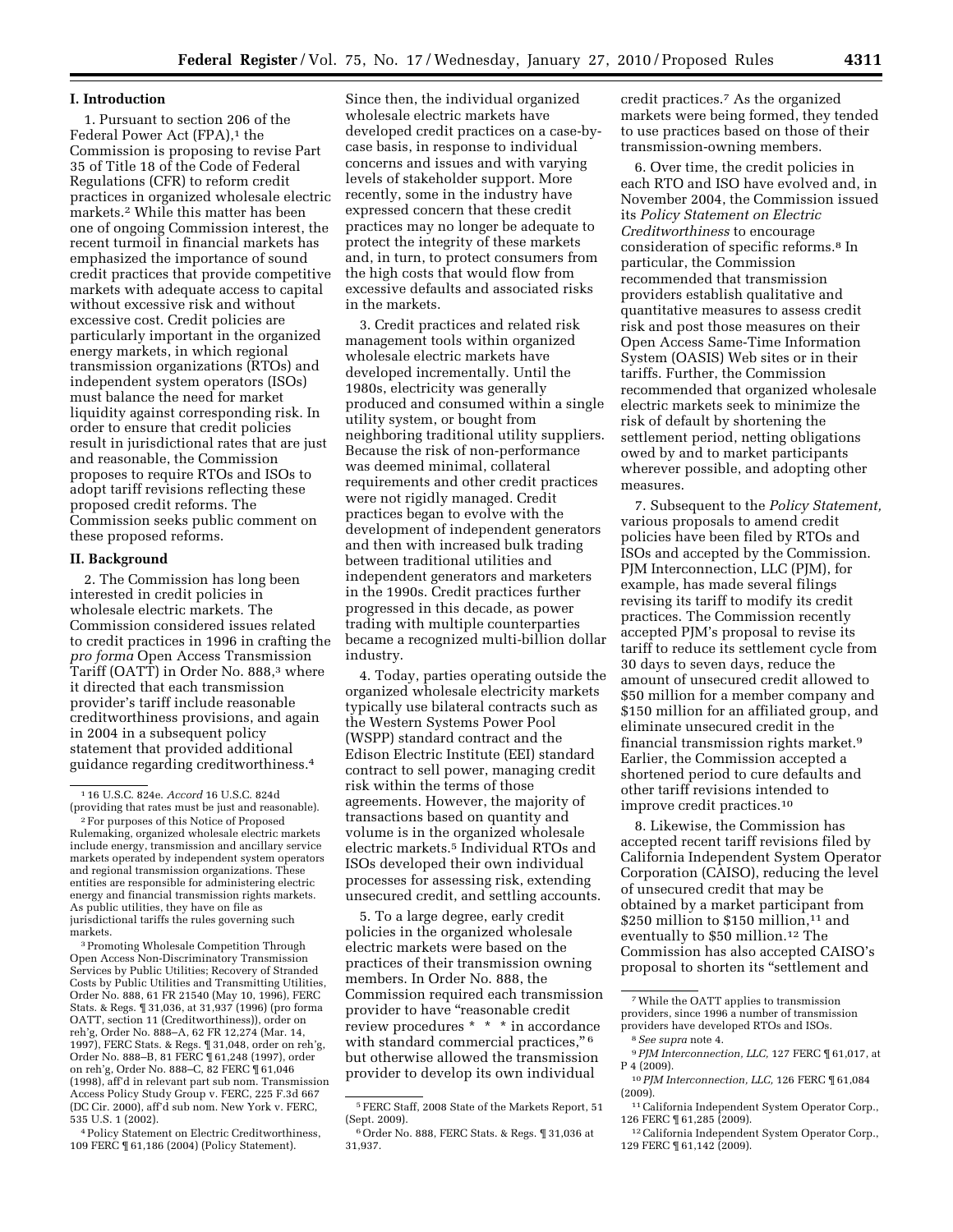## I. Introduction

1. Pursuant to section 206 of the Federal Power Act (FPA),[1] the Commission is proposing to revise Part 35 of Title 18 of the Code of Federal Regulations (CFR) to reform credit practices in organized wholesale electric markets.[2] While this matter has been one of ongoing Commission interest, the recent turmoil in financial markets has emphasized the importance of sound credit practices that provide competitive markets with adequate access to capital without excessive risk and without excessive cost. Credit policies are particularly important in the organized energy markets, in which regional transmission organizations (RTOs) and independent system operators (ISOs) must balance the need for market liquidity against corresponding risk. In order to ensure that credit policies result in jurisdictional rates that are just and reasonable, the Commission proposes to require RTOs and ISOs to adopt tariff revisions reflecting these proposed credit reforms. The Commission seeks public comment on these proposed reforms.

## II. Background

2. The Commission has long been interested in credit policies in wholesale electric markets. The Commission considered issues related to credit practices in 1996 in crafting the *pro forma* Open Access Transmission Tariff (OATT) in Order No. 888,[3] where it directed that each transmission provider's tariff include reasonable creditworthiness provisions, and again in 2004 in a subsequent policy statement that provided additional guidance regarding creditworthiness.[4] Since then, the individual organized wholesale electric markets have developed credit practices on a case-by-case basis, in response to individual concerns and issues and with varying levels of stakeholder support. More recently, some in the industry have expressed concern that these credit practices may no longer be adequate to protect the integrity of these markets and, in turn, to protect consumers from the high costs that would flow from excessive defaults and associated risks in the markets.

3. Credit practices and related risk management tools within organized wholesale electric markets have developed incrementally. Until the 1980s, electricity was generally produced and consumed within a single utility system, or bought from neighboring traditional utility suppliers. Because the risk of non-performance was deemed minimal, collateral requirements and other credit practices were not rigidly managed. Credit practices began to evolve with the development of independent generators and then with increased bulk trading between traditional utilities and independent generators and marketers in the 1990s. Credit practices further progressed in this decade, as power trading with multiple counterparties became a recognized multi-billion dollar industry.

4. Today, parties operating outside the organized wholesale electricity markets typically use bilateral contracts such as the Western Systems Power Pool (WSPP) standard contract and the Edison Electric Institute (EEI) standard contract to sell power, managing credit risk within the terms of those agreements. However, the majority of transactions based on quantity and volume is in the organized wholesale electric markets.[5] Individual RTOs and ISOs developed their own individual processes for assessing risk, extending unsecured credit, and settling accounts.

5. To a large degree, early credit policies in the organized wholesale electric markets were based on the practices of their transmission owning members. In Order No. 888, the Commission required each transmission provider to have "reasonable credit review procedures * * * in accordance with standard commercial practices,"[6] but otherwise allowed the transmission provider to develop its own individual credit practices.[7] As the organized markets were being formed, they tended to use practices based on those of their transmission-owning members.

6. Over time, the credit policies in each RTO and ISO have evolved and, in November 2004, the Commission issued its *Policy Statement on Electric Creditworthiness* to encourage consideration of specific reforms.[8] In particular, the Commission recommended that transmission providers establish qualitative and quantitative measures to assess credit risk and post those measures on their Open Access Same-Time Information System (OASIS) Web sites or in their tariffs. Further, the Commission recommended that organized wholesale electric markets seek to minimize the risk of default by shortening the settlement period, netting obligations owed by and to market participants wherever possible, and adopting other measures.

7. Subsequent to the *Policy Statement,* various proposals to amend credit policies have been filed by RTOs and ISOs and accepted by the Commission. PJM Interconnection, LLC (PJM), for example, has made several filings revising its tariff to modify its credit practices. The Commission recently accepted PJM's proposal to revise its tariff to reduce its settlement cycle from 30 days to seven days, reduce the amount of unsecured credit allowed to $50 million for a member company and $150 million for an affiliated group, and eliminate unsecured credit in the financial transmission rights market.[9] Earlier, the Commission accepted a shortened period to cure defaults and other tariff revisions intended to improve credit practices.[10]

8. Likewise, the Commission has accepted recent tariff revisions filed by California Independent System Operator Corporation (CAISO), reducing the level of unsecured credit that may be obtained by a market participant from $250 million to $150 million,[11] and eventually to $50 million.[12] The Commission has also accepted CAISO's proposal to shorten its "settlement and

---

[1] 16 U.S.C. 824e. *Accord* 16 U.S.C. 824d (providing that rates must be just and reasonable).

[2] For purposes of this Notice of Proposed Rulemaking, organized wholesale electric markets include energy, transmission and ancillary service markets operated by independent system operators and regional transmission organizations. These entities are responsible for administering electric energy and financial transmission rights markets. As public utilities, they have on file as jurisdictional tariffs the rules governing such markets.

[3] Promoting Wholesale Competition Through Open Access Non-Discriminatory Transmission Services by Public Utilities; Recovery of Stranded Costs by Public Utilities and Transmitting Utilities, Order No. 888, 61 FR 21540 (May 10, 1996), FERC Stats. & Regs. ¶ 31,036, at 31,937 (1996) (pro forma OATT, section 11 (Creditworthiness)), order on reh'g, Order No. 888–A, 62 FR 12,274 (Mar. 14, 1997), FERC Stats. & Regs. ¶ 31,048, order on reh'g, Order No. 888–B, 81 FERC ¶ 61,248 (1997), order on reh'g, Order No. 888–C, 82 FERC ¶ 61,046 (1998), aff'd in relevant part sub nom. Transmission Access Policy Study Group v. FERC, 225 F.3d 667 (DC Cir. 2000), aff'd sub nom. New York v. FERC, 535 U.S. 1 (2002).

[4] Policy Statement on Electric Creditworthiness, 109 FERC ¶ 61,186 (2004) (Policy Statement).

[5] FERC Staff, 2008 State of the Markets Report, 51 (Sept. 2009).

[6] Order No. 888, FERC Stats. & Regs. ¶ 31,036 at 31,937.

[7] While the OATT applies to transmission providers, since 1996 a number of transmission providers have developed RTOs and ISOs.

[8] *See supra* note 4.

[9] *PJM Interconnection, LLC,* 127 FERC ¶ 61,017, at P 4 (2009).

[10] *PJM Interconnection, LLC,* 126 FERC ¶ 61,084 (2009).

[11] California Independent System Operator Corp., 126 FERC ¶ 61,285 (2009).

[12] California Independent System Operator Corp., 129 FERC ¶ 61,142 (2009).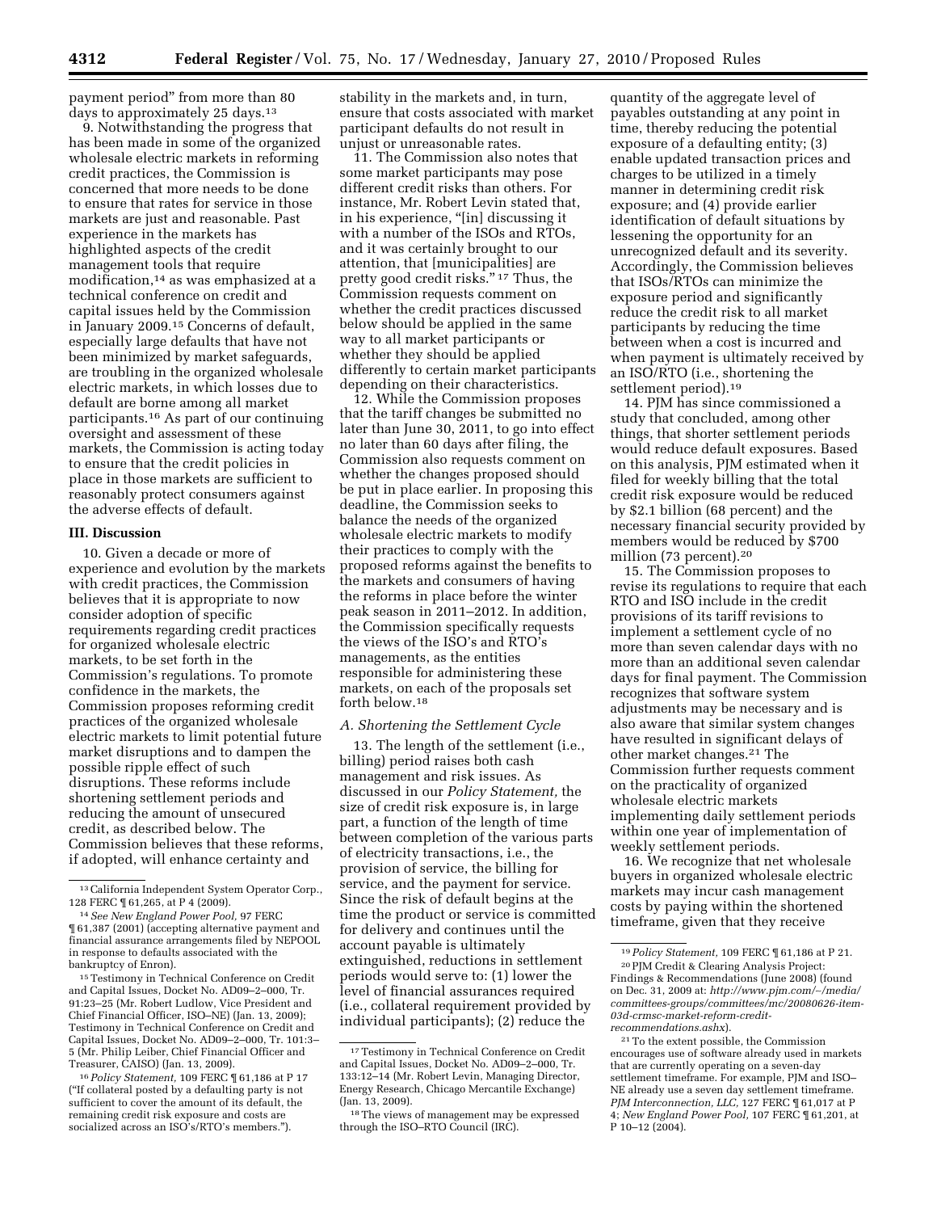payment period" from more than 80 days to approximately 25 days.[13]

9. Notwithstanding the progress that has been made in some of the organized wholesale electric markets in reforming credit practices, the Commission is concerned that more needs to be done to ensure that rates for service in those markets are just and reasonable. Past experience in the markets has highlighted aspects of the credit management tools that require modification,[14] as was emphasized at a technical conference on credit and capital issues held by the Commission in January 2009.[15] Concerns of default, especially large defaults that have not been minimized by market safeguards, are troubling in the organized wholesale electric markets, in which losses due to default are borne among all market participants.[16] As part of our continuing oversight and assessment of these markets, the Commission is acting today to ensure that the credit policies in place in those markets are sufficient to reasonably protect consumers against the adverse effects of default.

## III. Discussion

10. Given a decade or more of experience and evolution by the markets with credit practices, the Commission believes that it is appropriate to now consider adoption of specific requirements regarding credit practices for organized wholesale electric markets, to be set forth in the Commission's regulations. To promote confidence in the markets, the Commission proposes reforming credit practices of the organized wholesale electric markets to limit potential future market disruptions and to dampen the possible ripple effect of such disruptions. These reforms include shortening settlement periods and reducing the amount of unsecured credit, as described below. The Commission believes that these reforms, if adopted, will enhance certainty and stability in the markets and, in turn, ensure that costs associated with market participant defaults do not result in unjust or unreasonable rates.

11. The Commission also notes that some market participants may pose different credit risks than others. For instance, Mr. Robert Levin stated that, in his experience, "[in] discussing it with a number of the ISOs and RTOs, and it was certainly brought to our attention, that [municipalities] are pretty good credit risks." [17] Thus, the Commission requests comment on whether the credit practices discussed below should be applied in the same way to all market participants or whether they should be applied differently to certain market participants depending on their characteristics.

12. While the Commission proposes that the tariff changes be submitted no later than June 30, 2011, to go into effect no later than 60 days after filing, the Commission also requests comment on whether the changes proposed should be put in place earlier. In proposing this deadline, the Commission seeks to balance the needs of the organized wholesale electric markets to modify their practices to comply with the proposed reforms against the benefits to the markets and consumers of having the reforms in place before the winter peak season in 2011–2012. In addition, the Commission specifically requests the views of the ISO's and RTO's managements, as the entities responsible for administering these markets, on each of the proposals set forth below.[18]

### *A. Shortening the Settlement Cycle*

13. The length of the settlement (i.e., billing) period raises both cash management and risk issues. As discussed in our *Policy Statement,* the size of credit risk exposure is, in large part, a function of the length of time between completion of the various parts of electricity transactions, i.e., the provision of service, the billing for service, and the payment for service. Since the risk of default begins at the time the product or service is committed for delivery and continues until the account payable is ultimately extinguished, reductions in settlement periods would serve to: (1) lower the level of financial assurances required (i.e., collateral requirement provided by individual participants); (2) reduce the quantity of the aggregate level of payables outstanding at any point in time, thereby reducing the potential exposure of a defaulting entity; (3) enable updated transaction prices and charges to be utilized in a timely manner in determining credit risk exposure; and (4) provide earlier identification of default situations by lessening the opportunity for an unrecognized default and its severity. Accordingly, the Commission believes that ISOs/RTOs can minimize the exposure period and significantly reduce the credit risk to all market participants by reducing the time between when a cost is incurred and when payment is ultimately received by an ISO/RTO (i.e., shortening the settlement period).[19]

14. PJM has since commissioned a study that concluded, among other things, that shorter settlement periods would reduce default exposures. Based on this analysis, PJM estimated when it filed for weekly billing that the total credit risk exposure would be reduced by $2.1 billion (68 percent) and the necessary financial security provided by members would be reduced by $700 million (73 percent).[20]

15. The Commission proposes to revise its regulations to require that each RTO and ISO include in the credit provisions of its tariff revisions to implement a settlement cycle of no more than seven calendar days with no more than an additional seven calendar days for final payment. The Commission recognizes that software system adjustments may be necessary and is also aware that similar system changes have resulted in significant delays of other market changes.[21] The Commission further requests comment on the practicality of organized wholesale electric markets implementing daily settlement periods within one year of implementation of weekly settlement periods.

16. We recognize that net wholesale buyers in organized wholesale electric markets may incur cash management costs by paying within the shortened timeframe, given that they receive

---

[13] California Independent System Operator Corp., 128 FERC ¶ 61,265, at P 4 (2009).

[14] *See New England Power Pool,* 97 FERC ¶ 61,387 (2001) (accepting alternative payment and financial assurance arrangements filed by NEPOOL in response to defaults associated with the bankruptcy of Enron).

[15] Testimony in Technical Conference on Credit and Capital Issues, Docket No. AD09–2–000, Tr. 91:23–25 (Mr. Robert Ludlow, Vice President and Chief Financial Officer, ISO–NE) (Jan. 13, 2009); Testimony in Technical Conference on Credit and Capital Issues, Docket No. AD09–2–000, Tr. 101:3–5 (Mr. Philip Leiber, Chief Financial Officer and Treasurer, CAISO) (Jan. 13, 2009).

[16] *Policy Statement,* 109 FERC ¶ 61,186 at P 17 ("If collateral posted by a defaulting party is not sufficient to cover the amount of its default, the remaining credit risk exposure and costs are socialized across an ISO's/RTO's members.").

[17] Testimony in Technical Conference on Credit and Capital Issues, Docket No. AD09–2–000, Tr. 133:12–14 (Mr. Robert Levin, Managing Director, Energy Research, Chicago Mercantile Exchange) (Jan. 13, 2009).

[18] The views of management may be expressed through the ISO–RTO Council (IRC).

[19] *Policy Statement,* 109 FERC ¶ 61,186 at P 21.

[20] PJM Credit & Clearing Analysis Project: Findings & Recommendations (June 2008) (found on Dec. 31, 2009 at: *http://www.pjm.com/–/media/committees-groups/committees/mc/20080626-item-03d-crmsc-market-reform-credit-recommendations.ashx*).

[21] To the extent possible, the Commission encourages use of software already used in markets that are currently operating on a seven-day settlement timeframe. For example, PJM and ISO–NE already use a seven day settlement timeframe. *PJM Interconnection, LLC,* 127 FERC ¶ 61,017 at P 4; *New England Power Pool,* 107 FERC ¶ 61,201, at P 10–12 (2004).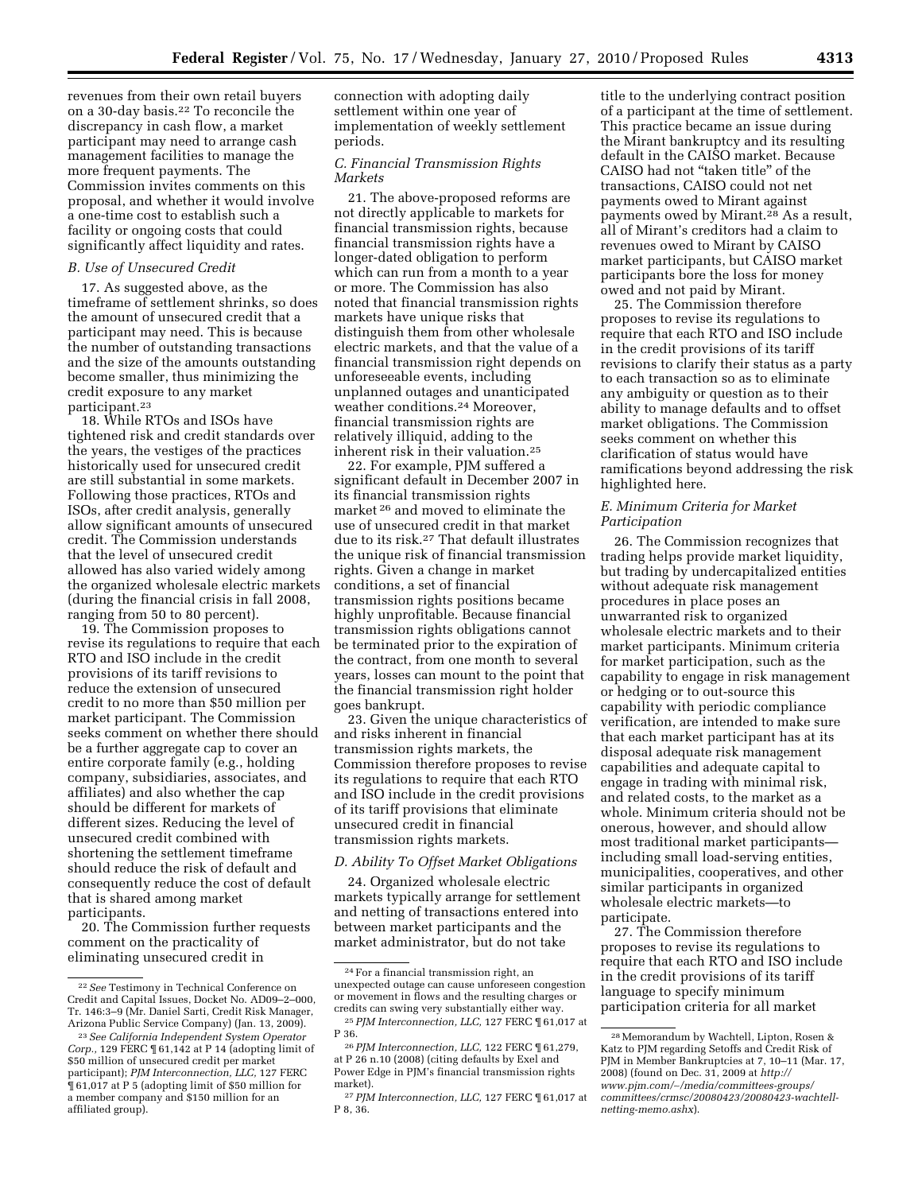revenues from their own retail buyers on a 30-day basis.[22] To reconcile the discrepancy in cash flow, a market participant may need to arrange cash management facilities to manage the more frequent payments. The Commission invites comments on this proposal, and whether it would involve a one-time cost to establish such a facility or ongoing costs that could significantly affect liquidity and rates.

### *B. Use of Unsecured Credit*

17. As suggested above, as the timeframe of settlement shrinks, so does the amount of unsecured credit that a participant may need. This is because the number of outstanding transactions and the size of the amounts outstanding become smaller, thus minimizing the credit exposure to any market participant.[23]

18. While RTOs and ISOs have tightened risk and credit standards over the years, the vestiges of the practices historically used for unsecured credit are still substantial in some markets. Following those practices, RTOs and ISOs, after credit analysis, generally allow significant amounts of unsecured credit. The Commission understands that the level of unsecured credit allowed has also varied widely among the organized wholesale electric markets (during the financial crisis in fall 2008, ranging from 50 to 80 percent).

19. The Commission proposes to revise its regulations to require that each RTO and ISO include in the credit provisions of its tariff revisions to reduce the extension of unsecured credit to no more than $50 million per market participant. The Commission seeks comment on whether there should be a further aggregate cap to cover an entire corporate family (e.g., holding company, subsidiaries, associates, and affiliates) and also whether the cap should be different for markets of different sizes. Reducing the level of unsecured credit combined with shortening the settlement timeframe should reduce the risk of default and consequently reduce the cost of default that is shared among market participants.

20. The Commission further requests comment on the practicality of eliminating unsecured credit in connection with adopting daily settlement within one year of implementation of weekly settlement periods.

### *C. Financial Transmission Rights Markets*

21. The above-proposed reforms are not directly applicable to markets for financial transmission rights, because financial transmission rights have a longer-dated obligation to perform which can run from a month to a year or more. The Commission has also noted that financial transmission rights markets have unique risks that distinguish them from other wholesale electric markets, and that the value of a financial transmission right depends on unforeseeable events, including unplanned outages and unanticipated weather conditions.[24] Moreover, financial transmission rights are relatively illiquid, adding to the inherent risk in their valuation.[25]

22. For example, PJM suffered a significant default in December 2007 in its financial transmission rights market[26] and moved to eliminate the use of unsecured credit in that market due to its risk.[27] That default illustrates the unique risk of financial transmission rights. Given a change in market conditions, a set of financial transmission rights positions became highly unprofitable. Because financial transmission rights obligations cannot be terminated prior to the expiration of the contract, from one month to several years, losses can mount to the point that the financial transmission right holder goes bankrupt.

23. Given the unique characteristics of and risks inherent in financial transmission rights markets, the Commission therefore proposes to revise its regulations to require that each RTO and ISO include in the credit provisions of its tariff provisions that eliminate unsecured credit in financial transmission rights markets.

### *D. Ability To Offset Market Obligations*

24. Organized wholesale electric markets typically arrange for settlement and netting of transactions entered into between market participants and the market administrator, but do not take title to the underlying contract position of a participant at the time of settlement. This practice became an issue during the Mirant bankruptcy and its resulting default in the CAISO market. Because CAISO had not "taken title" of the transactions, CAISO could not net payments owed to Mirant against payments owed by Mirant.[28] As a result, all of Mirant's creditors had a claim to revenues owed to Mirant by CAISO market participants, but CAISO market participants bore the loss for money owed and not paid by Mirant.

25. The Commission therefore proposes to revise its regulations to require that each RTO and ISO include in the credit provisions of its tariff revisions to clarify their status as a party to each transaction so as to eliminate any ambiguity or question as to their ability to manage defaults and to offset market obligations. The Commission seeks comment on whether this clarification of status would have ramifications beyond addressing the risk highlighted here.

### *E. Minimum Criteria for Market Participation*

26. The Commission recognizes that trading helps provide market liquidity, but trading by undercapitalized entities without adequate risk management procedures in place poses an unwarranted risk to organized wholesale electric markets and to their market participants. Minimum criteria for market participation, such as the capability to engage in risk management or hedging or to out-source this capability with periodic compliance verification, are intended to make sure that each market participant has at its disposal adequate risk management capabilities and adequate capital to engage in trading with minimal risk, and related costs, to the market as a whole. Minimum criteria should not be onerous, however, and should allow most traditional market participants—including small load-serving entities, municipalities, cooperatives, and other similar participants in organized wholesale electric markets—to participate.

27. The Commission therefore proposes to revise its regulations to require that each RTO and ISO include in the credit provisions of its tariff language to specify minimum participation criteria for all market

---

[22] *See* Testimony in Technical Conference on Credit and Capital Issues, Docket No. AD09–2–000, Tr. 146:3–9 (Mr. Daniel Sarti, Credit Risk Manager, Arizona Public Service Company) (Jan. 13, 2009).

[23] *See California Independent System Operator Corp.*, 129 FERC ¶ 61,142 at P 14 (adopting limit of $50 million of unsecured credit per market participant); *PJM Interconnection, LLC*, 127 FERC ¶ 61,017 at P 5 (adopting limit of $50 million for a member company and $150 million for an affiliated group).

[24] For a financial transmission right, an unexpected outage can cause unforeseen congestion or movement in flows and the resulting charges or credits can swing very substantially either way.

[25] *PJM Interconnection, LLC*, 127 FERC ¶ 61,017 at P 36.

[26] *PJM Interconnection, LLC*, 122 FERC ¶ 61,279, at P 26 n.10 (2008) (citing defaults by Exel and Power Edge in PJM's financial transmission rights market).

[27] *PJM Interconnection, LLC*, 127 FERC ¶ 61,017 at P 8, 36.

[28] Memorandum by Wachtell, Lipton, Rosen & Katz to PJM regarding Setoffs and Credit Risk of PJM in Member Bankruptcies at 7, 10–11 (Mar. 17, 2008) (found on Dec. 31, 2009 at *http://www.pjm.com/~/media/committees-groups/committees/crmsc/20080423/20080423-wachtell-netting-memo.ashx*).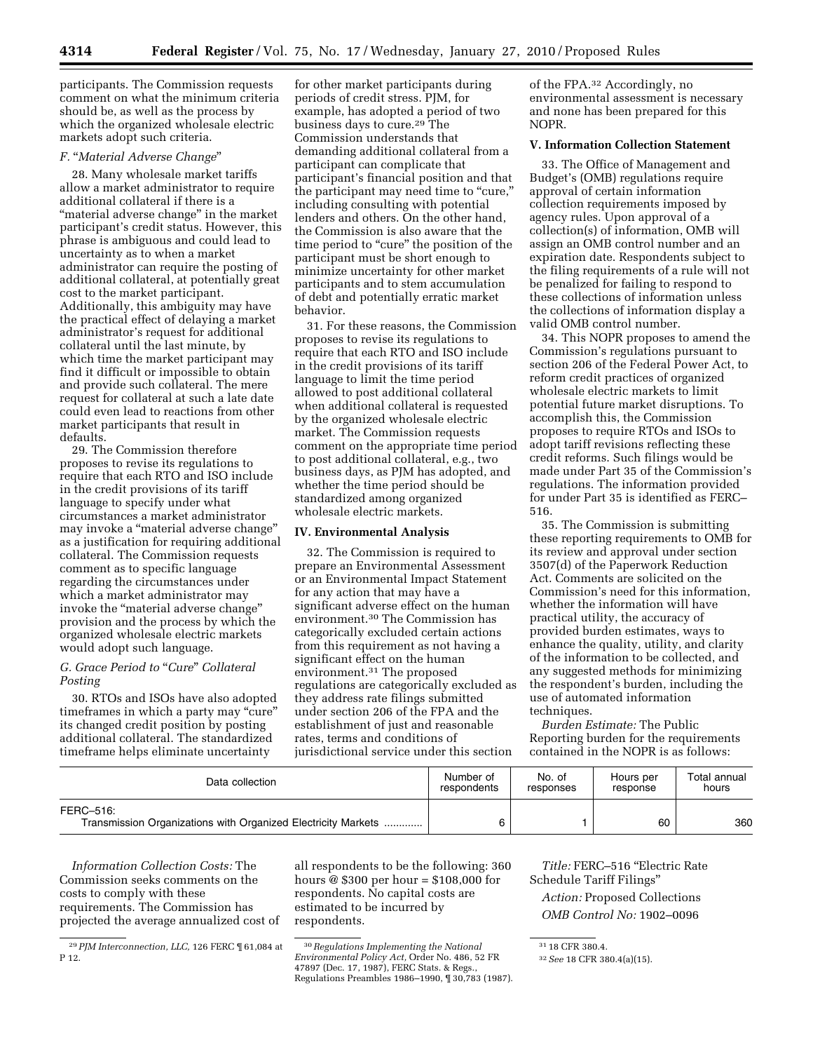participants. The Commission requests comment on what the minimum criteria should be, as well as the process by which the organized wholesale electric markets adopt such criteria.

### *F. "Material Adverse Change"*

28. Many wholesale market tariffs allow a market administrator to require additional collateral if there is a "material adverse change" in the market participant's credit status. However, this phrase is ambiguous and could lead to uncertainty as to when a market administrator can require the posting of additional collateral, at potentially great cost to the market participant. Additionally, this ambiguity may have the practical effect of delaying a market administrator's request for additional collateral until the last minute, by which time the market participant may find it difficult or impossible to obtain and provide such collateral. The mere request for collateral at such a late date could even lead to reactions from other market participants that result in defaults.

29. The Commission therefore proposes to revise its regulations to require that each RTO and ISO include in the credit provisions of its tariff language to specify under what circumstances a market administrator may invoke a "material adverse change" as a justification for requiring additional collateral. The Commission requests comment as to specific language regarding the circumstances under which a market administrator may invoke the "material adverse change" provision and the process by which the organized wholesale electric markets would adopt such language.

### *G. Grace Period to "Cure" Collateral Posting*

30. RTOs and ISOs have also adopted timeframes in which a party may "cure" its changed credit position by posting additional collateral. The standardized timeframe helps eliminate uncertainty for other market participants during periods of credit stress. PJM, for example, has adopted a period of two business days to cure.[29] The Commission understands that demanding additional collateral from a participant can complicate that participant's financial position and that the participant may need time to "cure," including consulting with potential lenders and others. On the other hand, the Commission is also aware that the time period to "cure" the position of the participant must be short enough to minimize uncertainty for other market participants and to stem accumulation of debt and potentially erratic market behavior.

31. For these reasons, the Commission proposes to revise its regulations to require that each RTO and ISO include in the credit provisions of its tariff language to limit the time period allowed to post additional collateral when additional collateral is requested by the organized wholesale electric market. The Commission requests comment on the appropriate time period to post additional collateral, e.g., two business days, as PJM has adopted, and whether the time period should be standardized among organized wholesale electric markets.

## IV. Environmental Analysis

32. The Commission is required to prepare an Environmental Assessment or an Environmental Impact Statement for any action that may have a significant adverse effect on the human environment.[30] The Commission has categorically excluded certain actions from this requirement as not having a significant effect on the human environment.[31] The proposed regulations are categorically excluded as they address rate filings submitted under section 206 of the FPA and the establishment of just and reasonable rates, terms and conditions of jurisdictional service under this section of the FPA.[32] Accordingly, no environmental assessment is necessary and none has been prepared for this NOPR.

## V. Information Collection Statement

33. The Office of Management and Budget's (OMB) regulations require approval of certain information collection requirements imposed by agency rules. Upon approval of a collection(s) of information, OMB will assign an OMB control number and an expiration date. Respondents subject to the filing requirements of a rule will not be penalized for failing to respond to these collections of information unless the collections of information display a valid OMB control number.

34. This NOPR proposes to amend the Commission's regulations pursuant to section 206 of the Federal Power Act, to reform credit practices of organized wholesale electric markets to limit potential future market disruptions. To accomplish this, the Commission proposes to require RTOs and ISOs to adopt tariff revisions reflecting these credit reforms. Such filings would be made under Part 35 of the Commission's regulations. The information provided for under Part 35 is identified as FERC–516.

35. The Commission is submitting these reporting requirements to OMB for its review and approval under section 3507(d) of the Paperwork Reduction Act. Comments are solicited on the Commission's need for this information, whether the information will have practical utility, the accuracy of provided burden estimates, ways to enhance the quality, utility, and clarity of the information to be collected, and any suggested methods for minimizing the respondent's burden, including the use of automated information techniques.

*Burden Estimate:* The Public Reporting burden for the requirements contained in the NOPR is as follows:

| Data collection | Number of respondents | No. of responses | Hours per response | Total annual hours |
|---|---|---|---|---|
| FERC–516: Transmission Organizations with Organized Electricity Markets | 6 | 1 | 60 | 360 |

*Information Collection Costs:* The Commission seeks comments on the costs to comply with these requirements. The Commission has projected the average annualized cost of all respondents to be the following: 360 hours @ $300 per hour = $108,000 for respondents. No capital costs are estimated to be incurred by respondents.

*Title:* FERC–516 "Electric Rate Schedule Tariff Filings"

*Action:* Proposed Collections

*OMB Control No:* 1902–0096

[29] *PJM Interconnection, LLC,* 126 FERC ¶ 61,084 at P 12.

[30] *Regulations Implementing the National Environmental Policy Act,* Order No. 486, 52 FR 47897 (Dec. 17, 1987), FERC Stats. & Regs., Regulations Preambles 1986–1990, ¶ 30,783 (1987).

[31] 18 CFR 380.4.

[32] *See* 18 CFR 380.4(a)(15).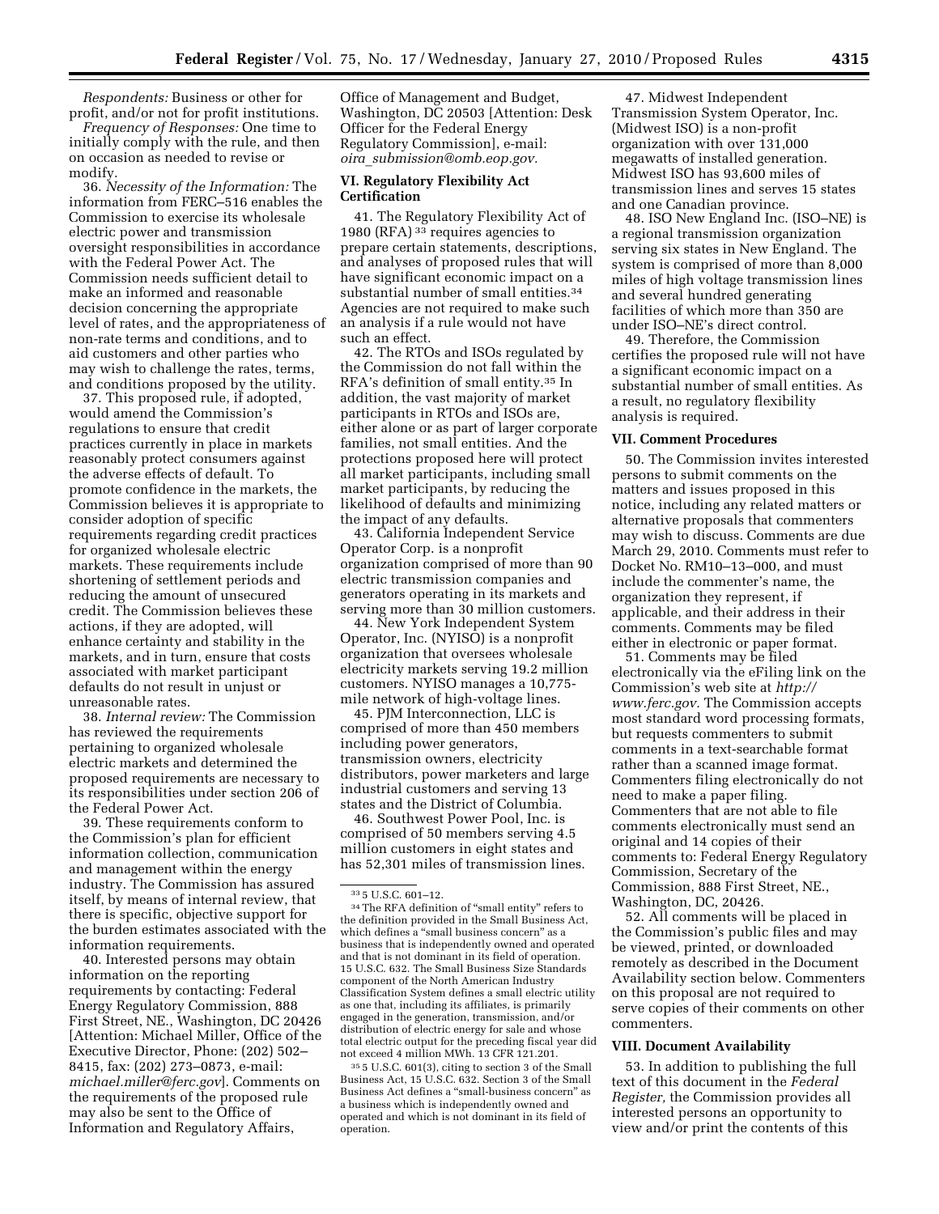*Respondents:* Business or other for profit, and/or not for profit institutions.

*Frequency of Responses:* One time to initially comply with the rule, and then on occasion as needed to revise or modify.

36. *Necessity of the Information:* The information from FERC–516 enables the Commission to exercise its wholesale electric power and transmission oversight responsibilities in accordance with the Federal Power Act. The Commission needs sufficient detail to make an informed and reasonable decision concerning the appropriate level of rates, and the appropriateness of non-rate terms and conditions, and to aid customers and other parties who may wish to challenge the rates, terms, and conditions proposed by the utility.

37. This proposed rule, if adopted, would amend the Commission's regulations to ensure that credit practices currently in place in markets reasonably protect consumers against the adverse effects of default. To promote confidence in the markets, the Commission believes it is appropriate to consider adoption of specific requirements regarding credit practices for organized wholesale electric markets. These requirements include shortening of settlement periods and reducing the amount of unsecured credit. The Commission believes these actions, if they are adopted, will enhance certainty and stability in the markets, and in turn, ensure that costs associated with market participant defaults do not result in unjust or unreasonable rates.

38. *Internal review:* The Commission has reviewed the requirements pertaining to organized wholesale electric markets and determined the proposed requirements are necessary to its responsibilities under section 206 of the Federal Power Act.

39. These requirements conform to the Commission's plan for efficient information collection, communication and management within the energy industry. The Commission has assured itself, by means of internal review, that there is specific, objective support for the burden estimates associated with the information requirements.

40. Interested persons may obtain information on the reporting requirements by contacting: Federal Energy Regulatory Commission, 888 First Street, NE., Washington, DC 20426 [Attention: Michael Miller, Office of the Executive Director, Phone: (202) 502–8415, fax: (202) 273–0873, e-mail: *michael.miller@ferc.gov*]. Comments on the requirements of the proposed rule may also be sent to the Office of Information and Regulatory Affairs, Office of Management and Budget, Washington, DC 20503 [Attention: Desk Officer for the Federal Energy Regulatory Commission], e-mail: *oira_submission@omb.eop.gov.*

## VI. Regulatory Flexibility Act Certification

41. The Regulatory Flexibility Act of 1980 (RFA) [33] requires agencies to prepare certain statements, descriptions, and analyses of proposed rules that will have significant economic impact on a substantial number of small entities.[34] Agencies are not required to make such an analysis if a rule would not have such an effect.

42. The RTOs and ISOs regulated by the Commission do not fall within the RFA's definition of small entity.[35] In addition, the vast majority of market participants in RTOs and ISOs are, either alone or as part of larger corporate families, not small entities. And the protections proposed here will protect all market participants, including small market participants, by reducing the likelihood of defaults and minimizing the impact of any defaults.

43. California Independent Service Operator Corp. is a nonprofit organization comprised of more than 90 electric transmission companies and generators operating in its markets and serving more than 30 million customers.

44. New York Independent System Operator, Inc. (NYISO) is a nonprofit organization that oversees wholesale electricity markets serving 19.2 million customers. NYISO manages a 10,775-mile network of high-voltage lines.

45. PJM Interconnection, LLC is comprised of more than 450 members including power generators, transmission owners, electricity distributors, power marketers and large industrial customers and serving 13 states and the District of Columbia.

46. Southwest Power Pool, Inc. is comprised of 50 members serving 4.5 million customers in eight states and has 52,301 miles of transmission lines.

47. Midwest Independent Transmission System Operator, Inc. (Midwest ISO) is a non-profit organization with over 131,000 megawatts of installed generation. Midwest ISO has 93,600 miles of transmission lines and serves 15 states and one Canadian province.

48. ISO New England Inc. (ISO–NE) is a regional transmission organization serving six states in New England. The system is comprised of more than 8,000 miles of high voltage transmission lines and several hundred generating facilities of which more than 350 are under ISO–NE's direct control.

49. Therefore, the Commission certifies the proposed rule will not have a significant economic impact on a substantial number of small entities. As a result, no regulatory flexibility analysis is required.

## VII. Comment Procedures

50. The Commission invites interested persons to submit comments on the matters and issues proposed in this notice, including any related matters or alternative proposals that commenters may wish to discuss. Comments are due March 29, 2010. Comments must refer to Docket No. RM10–13–000, and must include the commenter's name, the organization they represent, if applicable, and their address in their comments. Comments may be filed either in electronic or paper format.

51. Comments may be filed electronically via the eFiling link on the Commission's web site at *http://www.ferc.gov.* The Commission accepts most standard word processing formats, but requests commenters to submit comments in a text-searchable format rather than a scanned image format. Commenters filing electronically do not need to make a paper filing. Commenters that are not able to file comments electronically must send an original and 14 copies of their comments to: Federal Energy Regulatory Commission, Secretary of the Commission, 888 First Street, NE., Washington, DC, 20426.

52. All comments will be placed in the Commission's public files and may be viewed, printed, or downloaded remotely as described in the Document Availability section below. Commenters on this proposal are not required to serve copies of their comments on other commenters.

## VIII. Document Availability

53. In addition to publishing the full text of this document in the *Federal Register,* the Commission provides all interested persons an opportunity to view and/or print the contents of this

---

[33] 5 U.S.C. 601–12.

[34] The RFA definition of "small entity" refers to the definition provided in the Small Business Act, which defines a "small business concern" as a business that is independently owned and operated and that is not dominant in its field of operation. 15 U.S.C. 632. The Small Business Size Standards component of the North American Industry Classification System defines a small electric utility as one that, including its affiliates, is primarily engaged in the generation, transmission, and/or distribution of electric energy for sale and whose total electric output for the preceding fiscal year did not exceed 4 million MWh. 13 CFR 121.201.

[35] 5 U.S.C. 601(3), citing to section 3 of the Small Business Act, 15 U.S.C. 632. Section 3 of the Small Business Act defines a "small-business concern" as a business which is independently owned and operated and which is not dominant in its field of operation.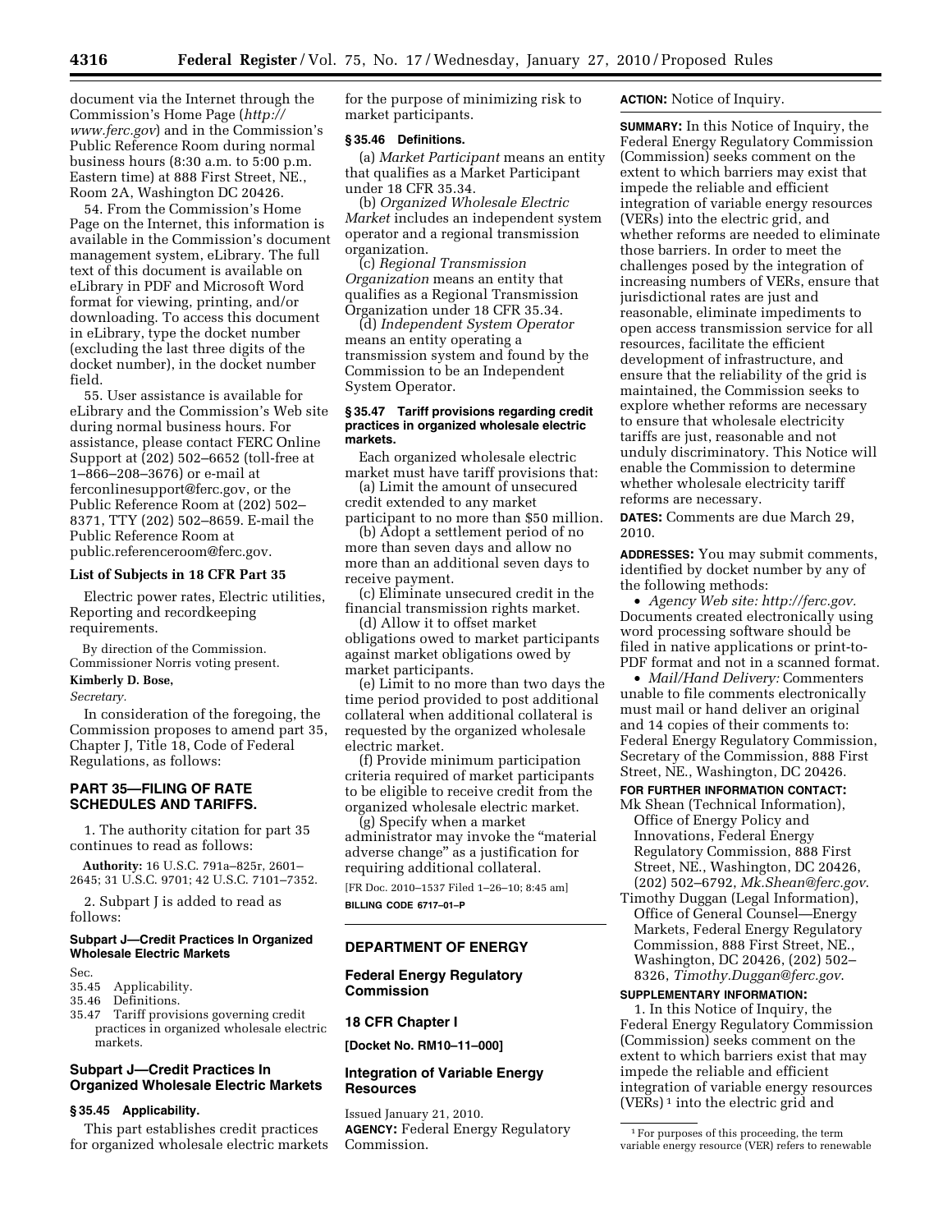document via the Internet through the Commission's Home Page (*http://www.ferc.gov*) and in the Commission's Public Reference Room during normal business hours (8:30 a.m. to 5:00 p.m. Eastern time) at 888 First Street, NE., Room 2A, Washington DC 20426.

54. From the Commission's Home Page on the Internet, this information is available in the Commission's document management system, eLibrary. The full text of this document is available on eLibrary in PDF and Microsoft Word format for viewing, printing, and/or downloading. To access this document in eLibrary, type the docket number (excluding the last three digits of the docket number), in the docket number field.

55. User assistance is available for eLibrary and the Commission's Web site during normal business hours. For assistance, please contact FERC Online Support at (202) 502–6652 (toll-free at 1–866–208–3676) or e-mail at ferconlinesupport@ferc.gov, or the Public Reference Room at (202) 502–8371, TTY (202) 502–8659. E-mail the Public Reference Room at public.referenceroom@ferc.gov.

### List of Subjects in 18 CFR Part 35

Electric power rates, Electric utilities, Reporting and recordkeeping requirements.

By direction of the Commission.

Commissioner Norris voting present.

**Kimberly D. Bose,**

*Secretary.*

In consideration of the foregoing, the Commission proposes to amend part 35, Chapter J, Title 18, Code of Federal Regulations, as follows:

## PART 35—FILING OF RATE SCHEDULES AND TARIFFS.

1. The authority citation for part 35 continues to read as follows:

**Authority:** 16 U.S.C. 791a–825r, 2601–2645; 31 U.S.C. 9701; 42 U.S.C. 7101–7352.

2. Subpart J is added to read as follows:

### Subpart J—Credit Practices In Organized Wholesale Electric Markets

Sec.
35.45 Applicability.
35.46 Definitions.
35.47 Tariff provisions governing credit practices in organized wholesale electric markets.

### Subpart J—Credit Practices In Organized Wholesale Electric Markets

#### § 35.45 Applicability.

This part establishes credit practices for organized wholesale electric markets for the purpose of minimizing risk to market participants.

#### § 35.46 Definitions.

(a) *Market Participant* means an entity that qualifies as a Market Participant under 18 CFR 35.34.

(b) *Organized Wholesale Electric Market* includes an independent system operator and a regional transmission organization.

(c) *Regional Transmission Organization* means an entity that qualifies as a Regional Transmission Organization under 18 CFR 35.34.

(d) *Independent System Operator* means an entity operating a transmission system and found by the Commission to be an Independent System Operator.

#### § 35.47 Tariff provisions regarding credit practices in organized wholesale electric markets.

Each organized wholesale electric market must have tariff provisions that:

(a) Limit the amount of unsecured credit extended to any market participant to no more than $50 million.

(b) Adopt a settlement period of no more than seven days and allow no more than an additional seven days to receive payment.

(c) Eliminate unsecured credit in the financial transmission rights market.

(d) Allow it to offset market obligations owed to market participants against market obligations owed by market participants.

(e) Limit to no more than two days the time period provided to post additional collateral when additional collateral is requested by the organized wholesale electric market.

(f) Provide minimum participation criteria required of market participants to be eligible to receive credit from the organized wholesale electric market.

(g) Specify when a market administrator may invoke the "material adverse change" as a justification for requiring additional collateral.

[FR Doc. 2010–1537 Filed 1–26–10; 8:45 am]

**BILLING CODE 6717–01–P**

---

## DEPARTMENT OF ENERGY

### Federal Energy Regulatory Commission

### 18 CFR Chapter I

**[Docket No. RM10–11–000]**

### Integration of Variable Energy Resources

Issued January 21, 2010.

**AGENCY:** Federal Energy Regulatory Commission.

**ACTION:** Notice of Inquiry.

**SUMMARY:** In this Notice of Inquiry, the Federal Energy Regulatory Commission (Commission) seeks comment on the extent to which barriers may exist that impede the reliable and efficient integration of variable energy resources (VERs) into the electric grid, and whether reforms are needed to eliminate those barriers. In order to meet the challenges posed by the integration of increasing numbers of VERs, ensure that jurisdictional rates are just and reasonable, eliminate impediments to open access transmission service for all resources, facilitate the efficient development of infrastructure, and ensure that the reliability of the grid is maintained, the Commission seeks to explore whether reforms are necessary to ensure that wholesale electricity tariffs are just, reasonable and not unduly discriminatory. This Notice will enable the Commission to determine whether wholesale electricity tariff reforms are necessary.

**DATES:** Comments are due March 29, 2010.

**ADDRESSES:** You may submit comments, identified by docket number by any of the following methods:

- *Agency Web site: http://ferc.gov.* Documents created electronically using word processing software should be filed in native applications or print-to-PDF format and not in a scanned format.
- *Mail/Hand Delivery:* Commenters unable to file comments electronically must mail or hand deliver an original and 14 copies of their comments to: Federal Energy Regulatory Commission, Secretary of the Commission, 888 First Street, NE., Washington, DC 20426.

**FOR FURTHER INFORMATION CONTACT:**

Mk Shean (Technical Information), Office of Energy Policy and Innovations, Federal Energy Regulatory Commission, 888 First Street, NE., Washington, DC 20426, (202) 502–6792, *Mk.Shean@ferc.gov*.

Timothy Duggan (Legal Information), Office of General Counsel—Energy Markets, Federal Energy Regulatory Commission, 888 First Street, NE., Washington, DC 20426, (202) 502–8326, *Timothy.Duggan@ferc.gov*.

**SUPPLEMENTARY INFORMATION:**

1. In this Notice of Inquiry, the Federal Energy Regulatory Commission (Commission) seeks comment on the extent to which barriers exist that may impede the reliable and efficient integration of variable energy resources (VERs) [1] into the electric grid and

[1] For purposes of this proceeding, the term variable energy resource (VER) refers to renewable